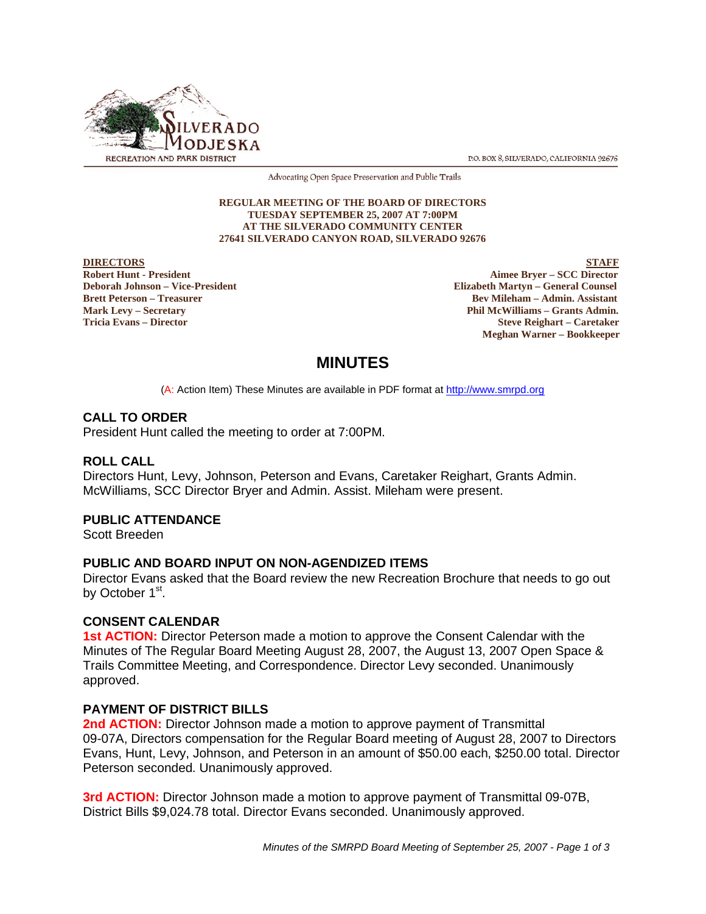SILVERADO MODJESKA
RECREATION AND PARK DISTRICT

P.O. BOX 8, SILVERADO, CALIFORNIA 92676

Advocating Open Space Preservation and Public Trails

**REGULAR MEETING OF THE BOARD OF DIRECTORS**
**TUESDAY SEPTEMBER 25, 2007 AT 7:00PM**
**AT THE SILVERADO COMMUNITY CENTER**
**27641 SILVERADO CANYON ROAD, SILVERADO 92676**

| DIRECTORS | STAFF |
|---|---|
| Robert Hunt - President | Aimee Bryer – SCC Director |
| Deborah Johnson – Vice-President | Elizabeth Martyn – General Counsel |
| Brett Peterson – Treasurer | Bev Mileham – Admin. Assistant |
| Mark Levy – Secretary | Phil McWilliams – Grants Admin. |
| Tricia Evans – Director | Steve Reighart – Caretaker |
| | Meghan Warner – Bookkeeper |

# MINUTES

(A: Action Item) These Minutes are available in PDF format at http://www.smrpd.org

## CALL TO ORDER

President Hunt called the meeting to order at 7:00PM.

## ROLL CALL

Directors Hunt, Levy, Johnson, Peterson and Evans, Caretaker Reighart, Grants Admin. McWilliams, SCC Director Bryer and Admin. Assist. Mileham were present.

## PUBLIC ATTENDANCE

Scott Breeden

## PUBLIC AND BOARD INPUT ON NON-AGENDIZED ITEMS

Director Evans asked that the Board review the new Recreation Brochure that needs to go out by October 1st.

## CONSENT CALENDAR

**1st ACTION:** Director Peterson made a motion to approve the Consent Calendar with the Minutes of The Regular Board Meeting August 28, 2007, the August 13, 2007 Open Space & Trails Committee Meeting, and Correspondence. Director Levy seconded. Unanimously approved.

## PAYMENT OF DISTRICT BILLS

**2nd ACTION:** Director Johnson made a motion to approve payment of Transmittal 09-07A, Directors compensation for the Regular Board meeting of August 28, 2007 to Directors Evans, Hunt, Levy, Johnson, and Peterson in an amount of $50.00 each, $250.00 total. Director Peterson seconded. Unanimously approved.

**3rd ACTION:** Director Johnson made a motion to approve payment of Transmittal 09-07B, District Bills $9,024.78 total. Director Evans seconded. Unanimously approved.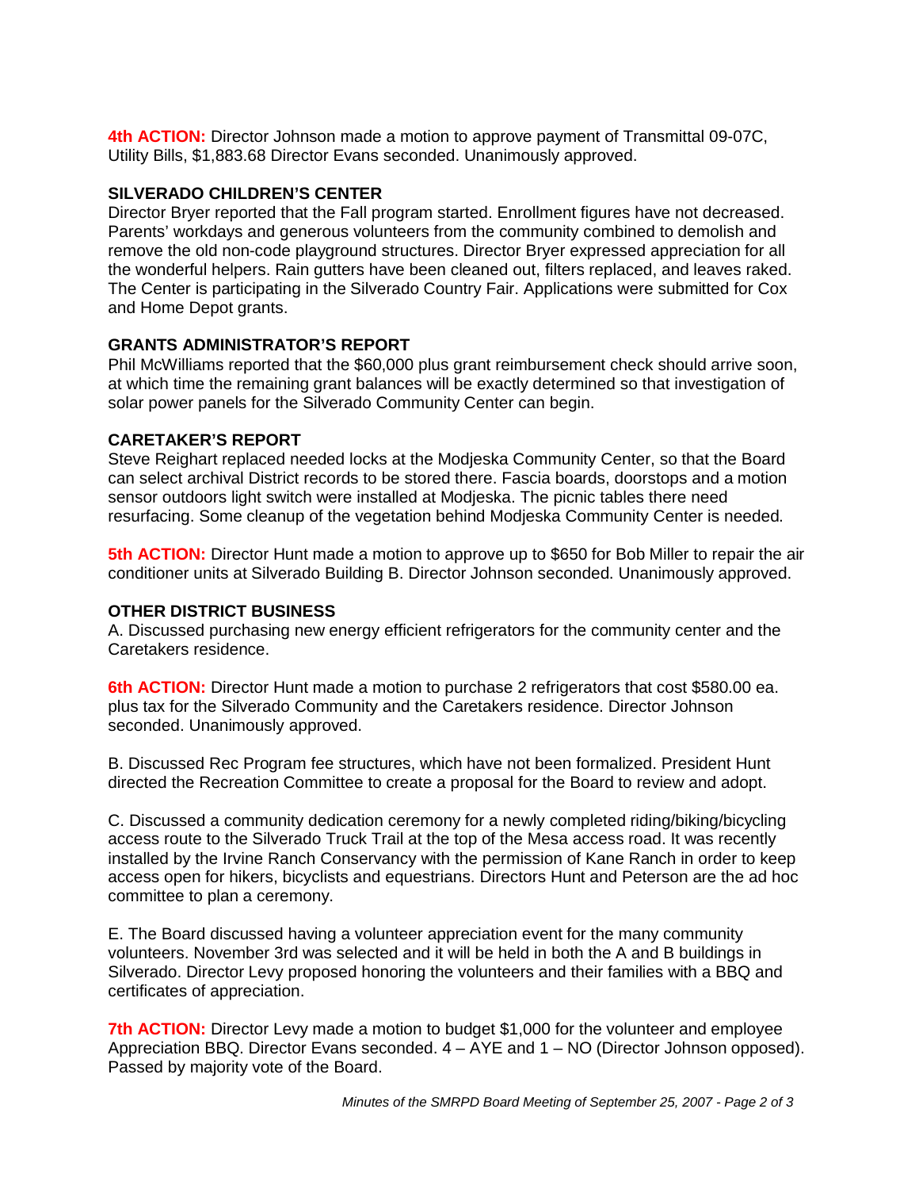**4th ACTION:** Director Johnson made a motion to approve payment of Transmittal 09-07C, Utility Bills, $1,883.68 Director Evans seconded. Unanimously approved.

### SILVERADO CHILDREN'S CENTER

Director Bryer reported that the Fall program started. Enrollment figures have not decreased. Parents' workdays and generous volunteers from the community combined to demolish and remove the old non-code playground structures. Director Bryer expressed appreciation for all the wonderful helpers. Rain gutters have been cleaned out, filters replaced, and leaves raked. The Center is participating in the Silverado Country Fair. Applications were submitted for Cox and Home Depot grants.

### GRANTS ADMINISTRATOR'S REPORT

Phil McWilliams reported that the $60,000 plus grant reimbursement check should arrive soon, at which time the remaining grant balances will be exactly determined so that investigation of solar power panels for the Silverado Community Center can begin.

### CARETAKER'S REPORT

Steve Reighart replaced needed locks at the Modjeska Community Center, so that the Board can select archival District records to be stored there. Fascia boards, doorstops and a motion sensor outdoors light switch were installed at Modjeska. The picnic tables there need resurfacing. Some cleanup of the vegetation behind Modjeska Community Center is needed.

**5th ACTION:** Director Hunt made a motion to approve up to $650 for Bob Miller to repair the air conditioner units at Silverado Building B. Director Johnson seconded. Unanimously approved.

### OTHER DISTRICT BUSINESS

A. Discussed purchasing new energy efficient refrigerators for the community center and the Caretakers residence.

**6th ACTION:** Director Hunt made a motion to purchase 2 refrigerators that cost $580.00 ea. plus tax for the Silverado Community and the Caretakers residence. Director Johnson seconded. Unanimously approved.

B. Discussed Rec Program fee structures, which have not been formalized. President Hunt directed the Recreation Committee to create a proposal for the Board to review and adopt.

C. Discussed a community dedication ceremony for a newly completed riding/biking/bicycling access route to the Silverado Truck Trail at the top of the Mesa access road. It was recently installed by the Irvine Ranch Conservancy with the permission of Kane Ranch in order to keep access open for hikers, bicyclists and equestrians. Directors Hunt and Peterson are the ad hoc committee to plan a ceremony.

E. The Board discussed having a volunteer appreciation event for the many community volunteers. November 3rd was selected and it will be held in both the A and B buildings in Silverado. Director Levy proposed honoring the volunteers and their families with a BBQ and certificates of appreciation.

**7th ACTION:** Director Levy made a motion to budget $1,000 for the volunteer and employee Appreciation BBQ. Director Evans seconded. 4 – AYE and 1 – NO (Director Johnson opposed). Passed by majority vote of the Board.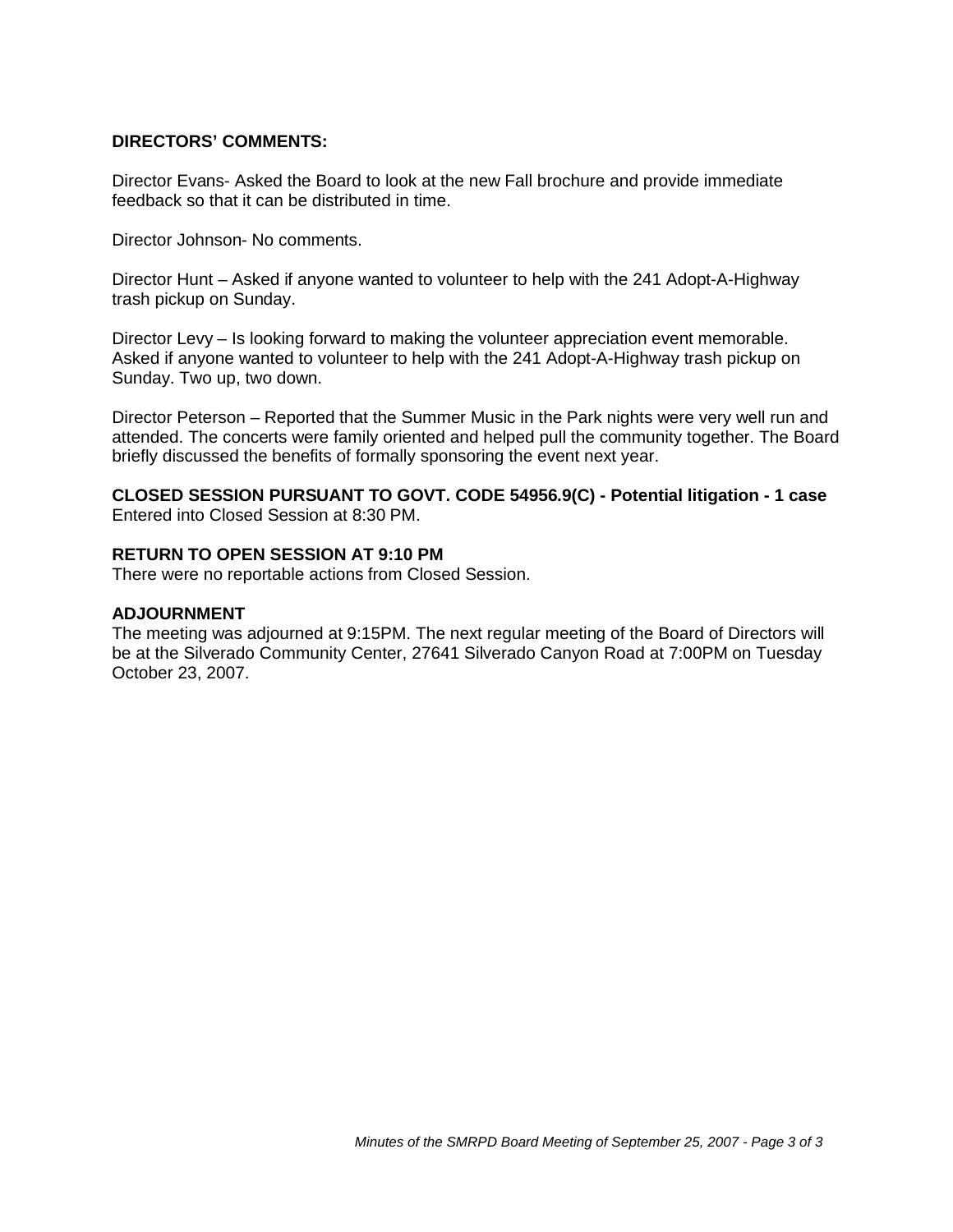**DIRECTORS' COMMENTS:**

Director Evans- Asked the Board to look at the new Fall brochure and provide immediate feedback so that it can be distributed in time.

Director Johnson- No comments.

Director Hunt – Asked if anyone wanted to volunteer to help with the 241 Adopt-A-Highway trash pickup on Sunday.

Director Levy – Is looking forward to making the volunteer appreciation event memorable. Asked if anyone wanted to volunteer to help with the 241 Adopt-A-Highway trash pickup on Sunday. Two up, two down.

Director Peterson – Reported that the Summer Music in the Park nights were very well run and attended. The concerts were family oriented and helped pull the community together. The Board briefly discussed the benefits of formally sponsoring the event next year.

**CLOSED SESSION PURSUANT TO GOVT. CODE 54956.9(C) - Potential litigation - 1 case**
Entered into Closed Session at 8:30 PM.

**RETURN TO OPEN SESSION AT 9:10 PM**
There were no reportable actions from Closed Session.

**ADJOURNMENT**
The meeting was adjourned at 9:15PM. The next regular meeting of the Board of Directors will be at the Silverado Community Center, 27641 Silverado Canyon Road at 7:00PM on Tuesday October 23, 2007.